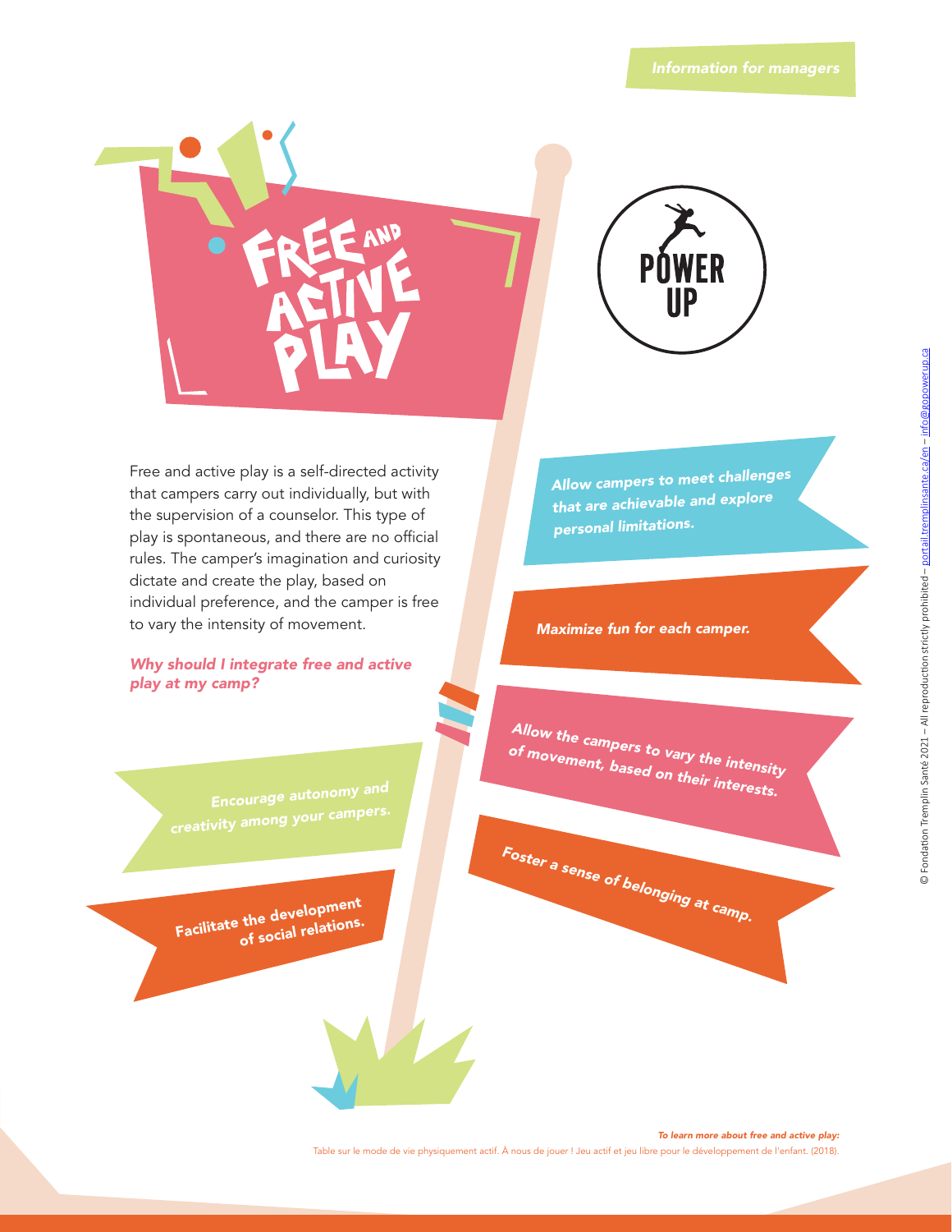Information for managers

# FREE AND ACTIVE PLAY

POWER UP

Free and active play is a self-directed activity that campers carry out individually, but with the supervision of a counselor. This type of play is spontaneous, and there are no official rules. The camper's imagination and curiosity dictate and create the play, based on individual preference, and the camper is free to vary the intensity of movement.

***Why should I integrate free and active play at my camp?***

- *Encourage autonomy and creativity among your campers.*
- *Facilitate the development of social relations.*
- *Allow campers to meet challenges that are achievable and explore personal limitations.*
- *Maximize fun for each camper.*
- *Allow the campers to vary the intensity of movement, based on their interests.*
- *Foster a sense of belonging at camp.*

***To learn more about free and active play:***
Table sur le mode de vie physiquement actif. À nous de jouer ! Jeu actif et jeu libre pour le développement de l'enfant. (2018).

© Fondation Tremplin Santé 2021 – All reproduction strictly prohibited – portail.tremplinsante.ca/en – info@gopowerup.ca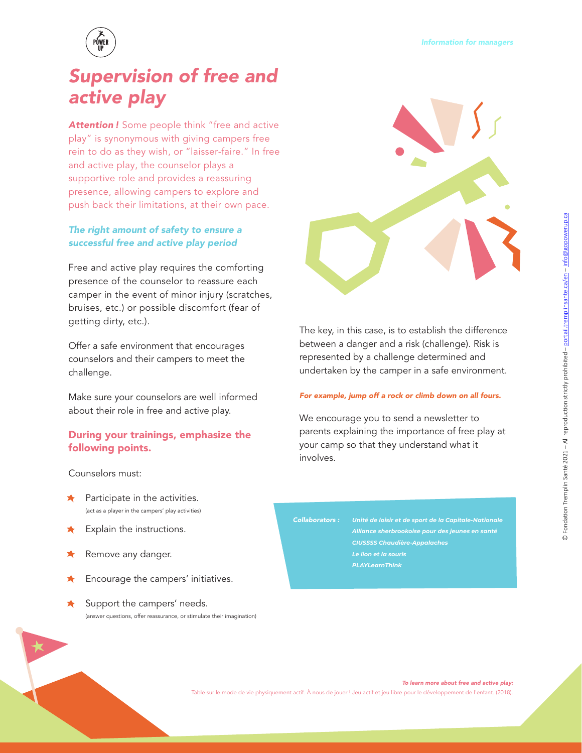# Supervision of free and active play

***Attention !*** Some people think "free and active play" is synonymous with giving campers free rein to do as they wish, or "laisser-faire." In free and active play, the counselor plays a supportive role and provides a reassuring presence, allowing campers to explore and push back their limitations, at their own pace.

### *The right amount of safety to ensure a successful free and active play period*

Free and active play requires the comforting presence of the counselor to reassure each camper in the event of minor injury (scratches, bruises, etc.) or possible discomfort (fear of getting dirty, etc.).

Offer a safe environment that encourages counselors and their campers to meet the challenge.

Make sure your counselors are well informed about their role in free and active play.

### During your trainings, emphasize the following points.

Counselors must:

- Participate in the activities.
  (act as a player in the campers' play activities)
- Explain the instructions.
- Remove any danger.
- Encourage the campers' initiatives.
- Support the campers' needs.
  (answer questions, offer reassurance, or stimulate their imagination)

The key, in this case, is to establish the difference between a danger and a risk (challenge). Risk is represented by a challenge determined and undertaken by the camper in a safe environment.

***For example, jump off a rock or climb down on all fours.***

We encourage you to send a newsletter to parents explaining the importance of free play at your camp so that they understand what it involves.

***Collaborators :***
*Unité de loisir et de sport de la Capitale-Nationale*
*Alliance sherbrookoise pour des jeunes en santé*
*CIUSSSS Chaudière-Appalaches*
*Le lion et la souris*
*PLAYLearnThink*

***To learn more about free and active play:***
Table sur le mode de vie physiquement actif. À nous de jouer ! Jeu actif et jeu libre pour le développement de l'enfant. (2018).

© Fondation Tremplin Santé 2021 – All reproduction strictly prohibited – portail.tremplinsante.ca/en – info@gopowerup.ca